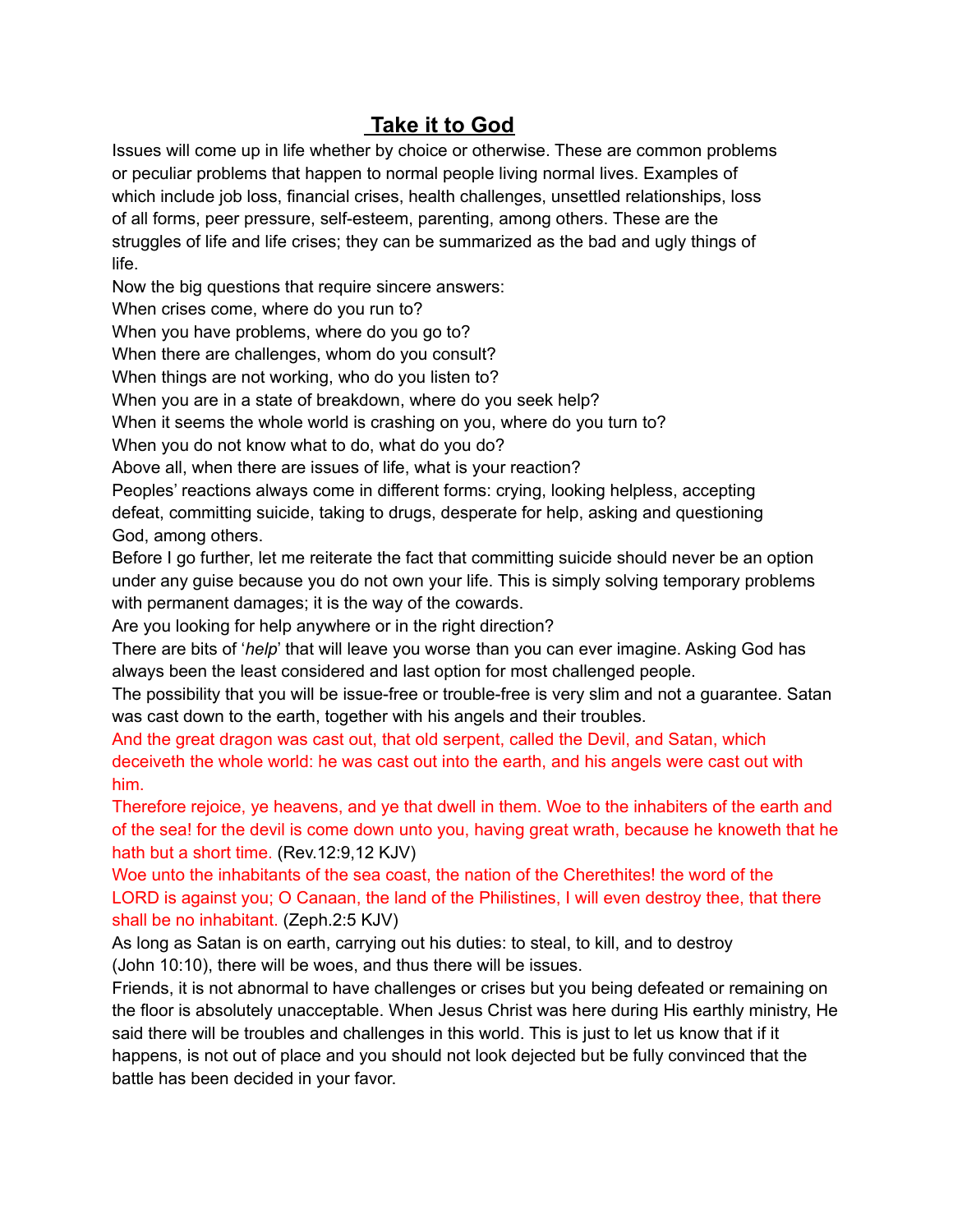# Take it to God

Issues will come up in life whether by choice or otherwise. These are common problems or peculiar problems that happen to normal people living normal lives. Examples of which include job loss, financial crises, health challenges, unsettled relationships, loss of all forms, peer pressure, self-esteem, parenting, among others. These are the struggles of life and life crises; they can be summarized as the bad and ugly things of life.

Now the big questions that require sincere answers:

When crises come, where do you run to?

When you have problems, where do you go to?

When there are challenges, whom do you consult?

When things are not working, who do you listen to?

When you are in a state of breakdown, where do you seek help?

When it seems the whole world is crashing on you, where do you turn to?

When you do not know what to do, what do you do?

Above all, when there are issues of life, what is your reaction?

Peoples' reactions always come in different forms: crying, looking helpless, accepting defeat, committing suicide, taking to drugs, desperate for help, asking and questioning God, among others.

Before I go further, let me reiterate the fact that committing suicide should never be an option under any guise because you do not own your life. This is simply solving temporary problems with permanent damages; it is the way of the cowards.

Are you looking for help anywhere or in the right direction?

There are bits of '*help*' that will leave you worse than you can ever imagine. Asking God has always been the least considered and last option for most challenged people.

The possibility that you will be issue-free or trouble-free is very slim and not a guarantee. Satan was cast down to the earth, together with his angels and their troubles.

And the great dragon was cast out, that old serpent, called the Devil, and Satan, which deceiveth the whole world: he was cast out into the earth, and his angels were cast out with him.

Therefore rejoice, ye heavens, and ye that dwell in them. Woe to the inhabiters of the earth and of the sea! for the devil is come down unto you, having great wrath, because he knoweth that he hath but a short time. (Rev.12:9,12 KJV)

Woe unto the inhabitants of the sea coast, the nation of the Cherethites! the word of the LORD is against you; O Canaan, the land of the Philistines, I will even destroy thee, that there shall be no inhabitant. (Zeph.2:5 KJV)

As long as Satan is on earth, carrying out his duties: to steal, to kill, and to destroy (John 10:10), there will be woes, and thus there will be issues.

Friends, it is not abnormal to have challenges or crises but you being defeated or remaining on the floor is absolutely unacceptable. When Jesus Christ was here during His earthly ministry, He said there will be troubles and challenges in this world. This is just to let us know that if it happens, is not out of place and you should not look dejected but be fully convinced that the battle has been decided in your favor.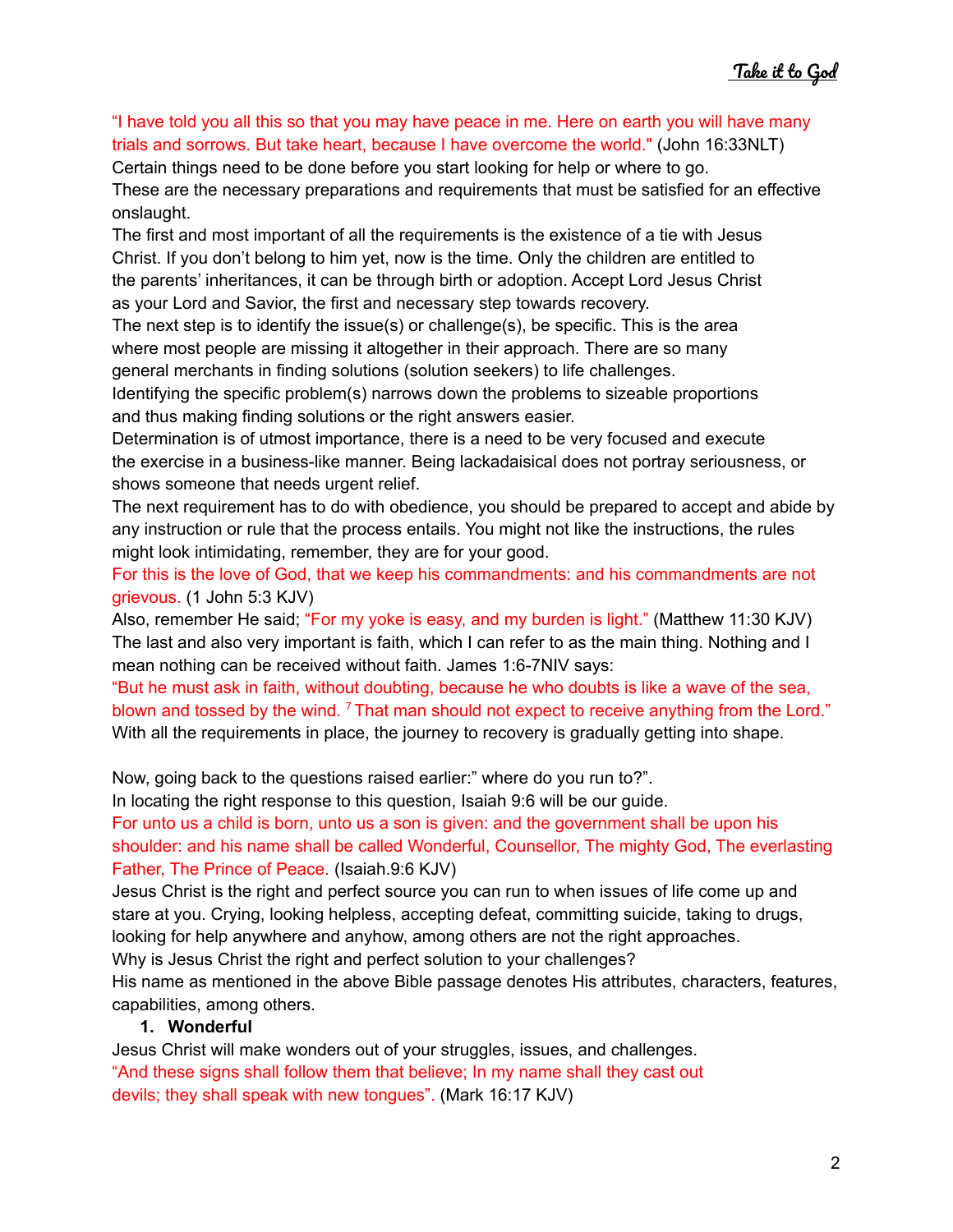"I have told you all this so that you may have peace in me. Here on earth you will have many trials and sorrows. But take heart, because I have overcome the world." (John 16:33NLT)

Certain things need to be done before you start looking for help or where to go.

These are the necessary preparations and requirements that must be satisfied for an effective onslaught.

The first and most important of all the requirements is the existence of a tie with Jesus Christ. If you don't belong to him yet, now is the time. Only the children are entitled to the parents' inheritances, it can be through birth or adoption. Accept Lord Jesus Christ as your Lord and Savior, the first and necessary step towards recovery.

The next step is to identify the issue(s) or challenge(s), be specific. This is the area where most people are missing it altogether in their approach. There are so many general merchants in finding solutions (solution seekers) to life challenges.

Identifying the specific problem(s) narrows down the problems to sizeable proportions and thus making finding solutions or the right answers easier.

Determination is of utmost importance, there is a need to be very focused and execute the exercise in a business-like manner. Being lackadaisical does not portray seriousness, or shows someone that needs urgent relief.

The next requirement has to do with obedience, you should be prepared to accept and abide by any instruction or rule that the process entails. You might not like the instructions, the rules might look intimidating, remember, they are for your good.

For this is the love of God, that we keep his commandments: and his commandments are not grievous. (1 John 5:3 KJV)

Also, remember He said; "For my yoke is easy, and my burden is light." (Matthew 11:30 KJV)

The last and also very important is faith, which I can refer to as the main thing. Nothing and I mean nothing can be received without faith. James 1:6-7NIV says:

"But he must ask in faith, without doubting, because he who doubts is like a wave of the sea, blown and tossed by the wind. [7] That man should not expect to receive anything from the Lord."

With all the requirements in place, the journey to recovery is gradually getting into shape.

Now, going back to the questions raised earlier:" where do you run to?".

In locating the right response to this question, Isaiah 9:6 will be our guide.

For unto us a child is born, unto us a son is given: and the government shall be upon his shoulder: and his name shall be called Wonderful, Counsellor, The mighty God, The everlasting Father, The Prince of Peace. (Isaiah.9:6 KJV)

Jesus Christ is the right and perfect source you can run to when issues of life come up and stare at you. Crying, looking helpless, accepting defeat, committing suicide, taking to drugs, looking for help anywhere and anyhow, among others are not the right approaches.

Why is Jesus Christ the right and perfect solution to your challenges?

His name as mentioned in the above Bible passage denotes His attributes, characters, features, capabilities, among others.

1. **Wonderful**

Jesus Christ will make wonders out of your struggles, issues, and challenges.

"And these signs shall follow them that believe; In my name shall they cast out devils; they shall speak with new tongues". (Mark 16:17 KJV)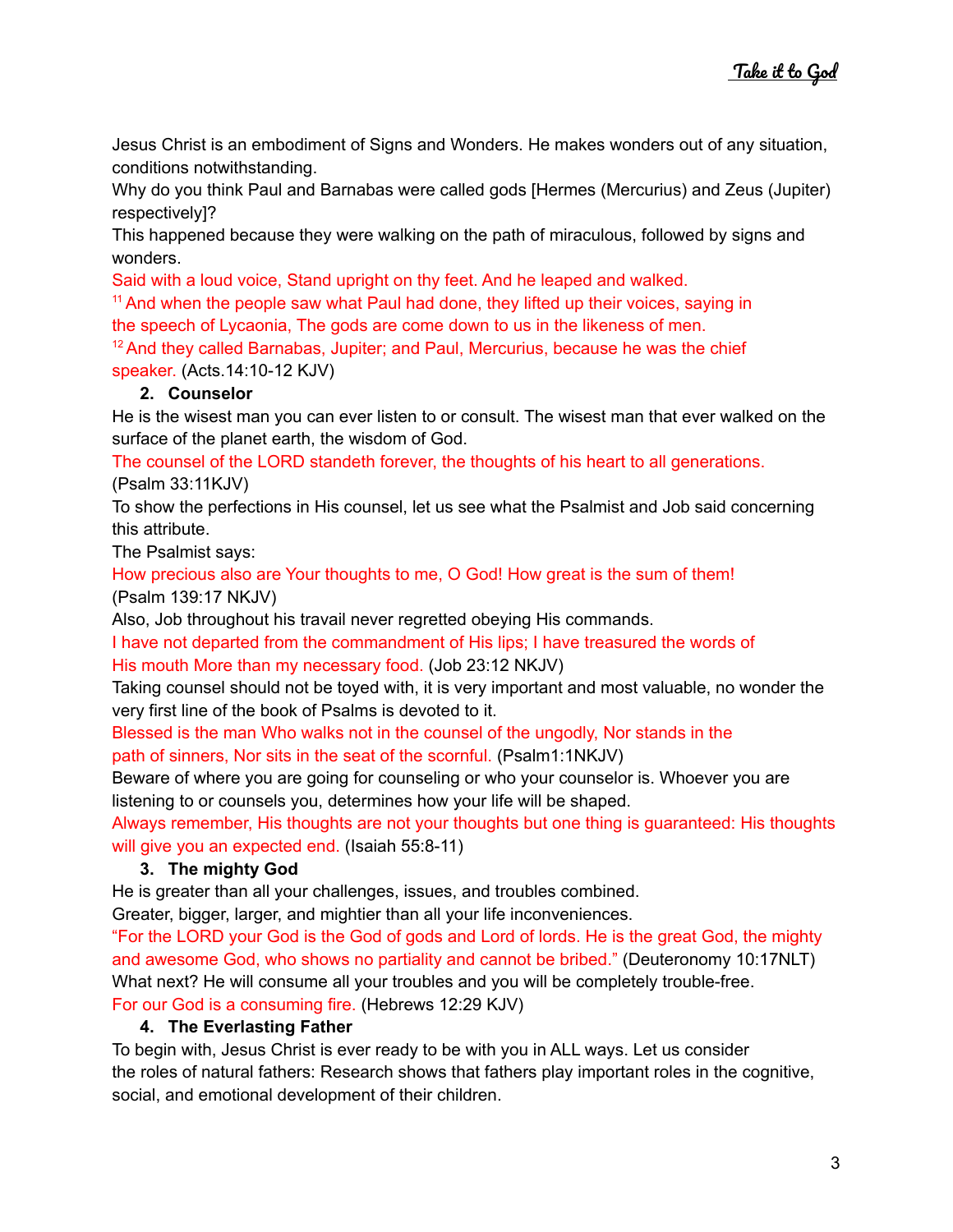Jesus Christ is an embodiment of Signs and Wonders. He makes wonders out of any situation, conditions notwithstanding.

Why do you think Paul and Barnabas were called gods [Hermes (Mercurius) and Zeus (Jupiter) respectively]?

This happened because they were walking on the path of miraculous, followed by signs and wonders.

Said with a loud voice, Stand upright on thy feet. And he leaped and walked.
[11] And when the people saw what Paul had done, they lifted up their voices, saying in the speech of Lycaonia, The gods are come down to us in the likeness of men.
[12] And they called Barnabas, Jupiter; and Paul, Mercurius, because he was the chief speaker. (Acts.14:10-12 KJV)

2. **Counselor**

He is the wisest man you can ever listen to or consult. The wisest man that ever walked on the surface of the planet earth, the wisdom of God.

The counsel of the LORD standeth forever, the thoughts of his heart to all generations. (Psalm 33:11KJV)

To show the perfections in His counsel, let us see what the Psalmist and Job said concerning this attribute.

The Psalmist says:

How precious also are Your thoughts to me, O God! How great is the sum of them! (Psalm 139:17 NKJV)

Also, Job throughout his travail never regretted obeying His commands.

I have not departed from the commandment of His lips; I have treasured the words of His mouth More than my necessary food. (Job 23:12 NKJV)

Taking counsel should not be toyed with, it is very important and most valuable, no wonder the very first line of the book of Psalms is devoted to it.

Blessed is the man Who walks not in the counsel of the ungodly, Nor stands in the path of sinners, Nor sits in the seat of the scornful. (Psalm1:1NKJV)

Beware of where you are going for counseling or who your counselor is. Whoever you are listening to or counsels you, determines how your life will be shaped.

Always remember, His thoughts are not your thoughts but one thing is guaranteed: His thoughts will give you an expected end. (Isaiah 55:8-11)

3. **The mighty God**

He is greater than all your challenges, issues, and troubles combined.

Greater, bigger, larger, and mightier than all your life inconveniences.

"For the LORD your God is the God of gods and Lord of lords. He is the great God, the mighty and awesome God, who shows no partiality and cannot be bribed." (Deuteronomy 10:17NLT)

What next? He will consume all your troubles and you will be completely trouble-free.

For our God is a consuming fire. (Hebrews 12:29 KJV)

4. **The Everlasting Father**

To begin with, Jesus Christ is ever ready to be with you in ALL ways. Let us consider the roles of natural fathers: Research shows that fathers play important roles in the cognitive, social, and emotional development of their children.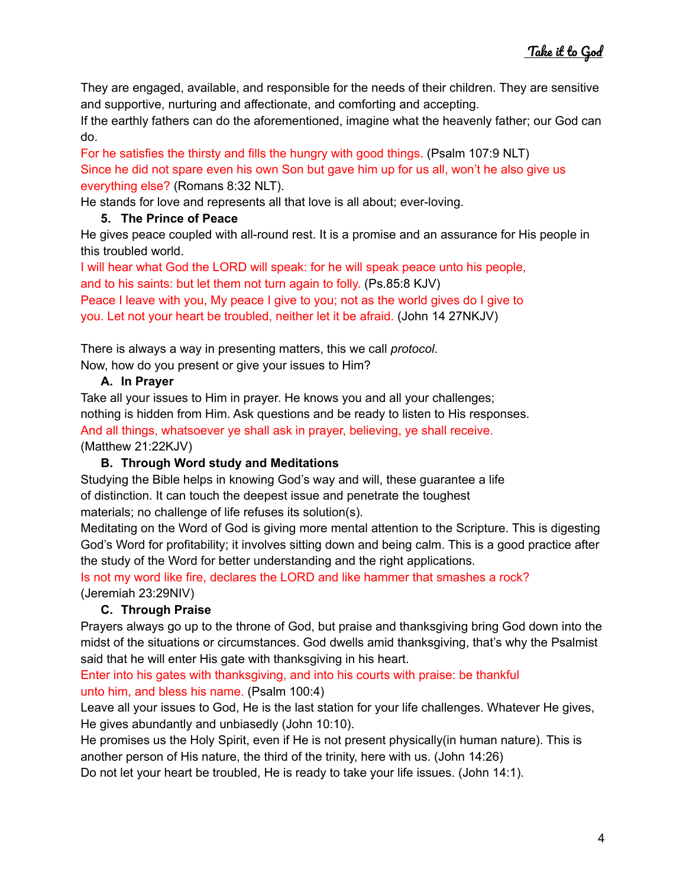They are engaged, available, and responsible for the needs of their children. They are sensitive and supportive, nurturing and affectionate, and comforting and accepting.
If the earthly fathers can do the aforementioned, imagine what the heavenly father; our God can do.
For he satisfies the thirsty and fills the hungry with good things. (Psalm 107:9 NLT)
Since he did not spare even his own Son but gave him up for us all, won't he also give us everything else? (Romans 8:32 NLT).
He stands for love and represents all that love is all about; ever-loving.

5. **The Prince of Peace**

He gives peace coupled with all-round rest. It is a promise and an assurance for His people in this troubled world.
I will hear what God the LORD will speak: for he will speak peace unto his people, and to his saints: but let them not turn again to folly. (Ps.85:8 KJV)
Peace I leave with you, My peace I give to you; not as the world gives do I give to you. Let not your heart be troubled, neither let it be afraid. (John 14 27NKJV)

There is always a way in presenting matters, this we call *protocol*.
Now, how do you present or give your issues to Him?

A. **In Prayer**

Take all your issues to Him in prayer. He knows you and all your challenges; nothing is hidden from Him. Ask questions and be ready to listen to His responses.
And all things, whatsoever ye shall ask in prayer, believing, ye shall receive. (Matthew 21:22KJV)

B. **Through Word study and Meditations**

Studying the Bible helps in knowing God's way and will, these guarantee a life of distinction. It can touch the deepest issue and penetrate the toughest materials; no challenge of life refuses its solution(s).
Meditating on the Word of God is giving more mental attention to the Scripture. This is digesting God's Word for profitability; it involves sitting down and being calm. This is a good practice after the study of the Word for better understanding and the right applications.
Is not my word like fire, declares the LORD and like hammer that smashes a rock? (Jeremiah 23:29NIV)

C. **Through Praise**

Prayers always go up to the throne of God, but praise and thanksgiving bring God down into the midst of the situations or circumstances. God dwells amid thanksgiving, that's why the Psalmist said that he will enter His gate with thanksgiving in his heart.
Enter into his gates with thanksgiving, and into his courts with praise: be thankful unto him, and bless his name. (Psalm 100:4)
Leave all your issues to God, He is the last station for your life challenges. Whatever He gives, He gives abundantly and unbiasedly (John 10:10).
He promises us the Holy Spirit, even if He is not present physically(in human nature). This is another person of His nature, the third of the trinity, here with us. (John 14:26)
Do not let your heart be troubled, He is ready to take your life issues. (John 14:1).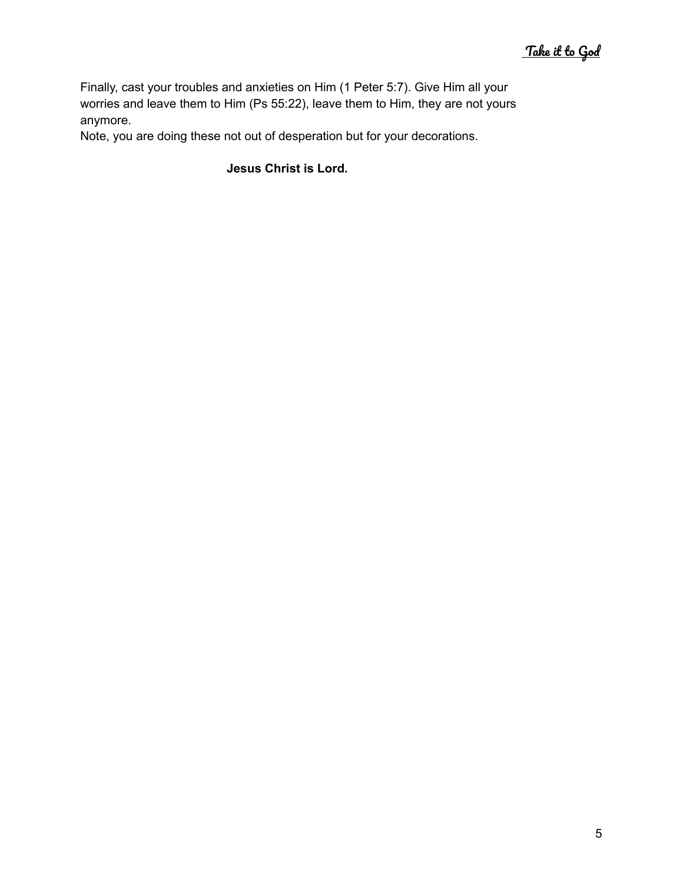Finally, cast your troubles and anxieties on Him (1 Peter 5:7). Give Him all your worries and leave them to Him (Ps 55:22), leave them to Him, they are not yours anymore.

Note, you are doing these not out of desperation but for your decorations.

**Jesus Christ is Lord.**